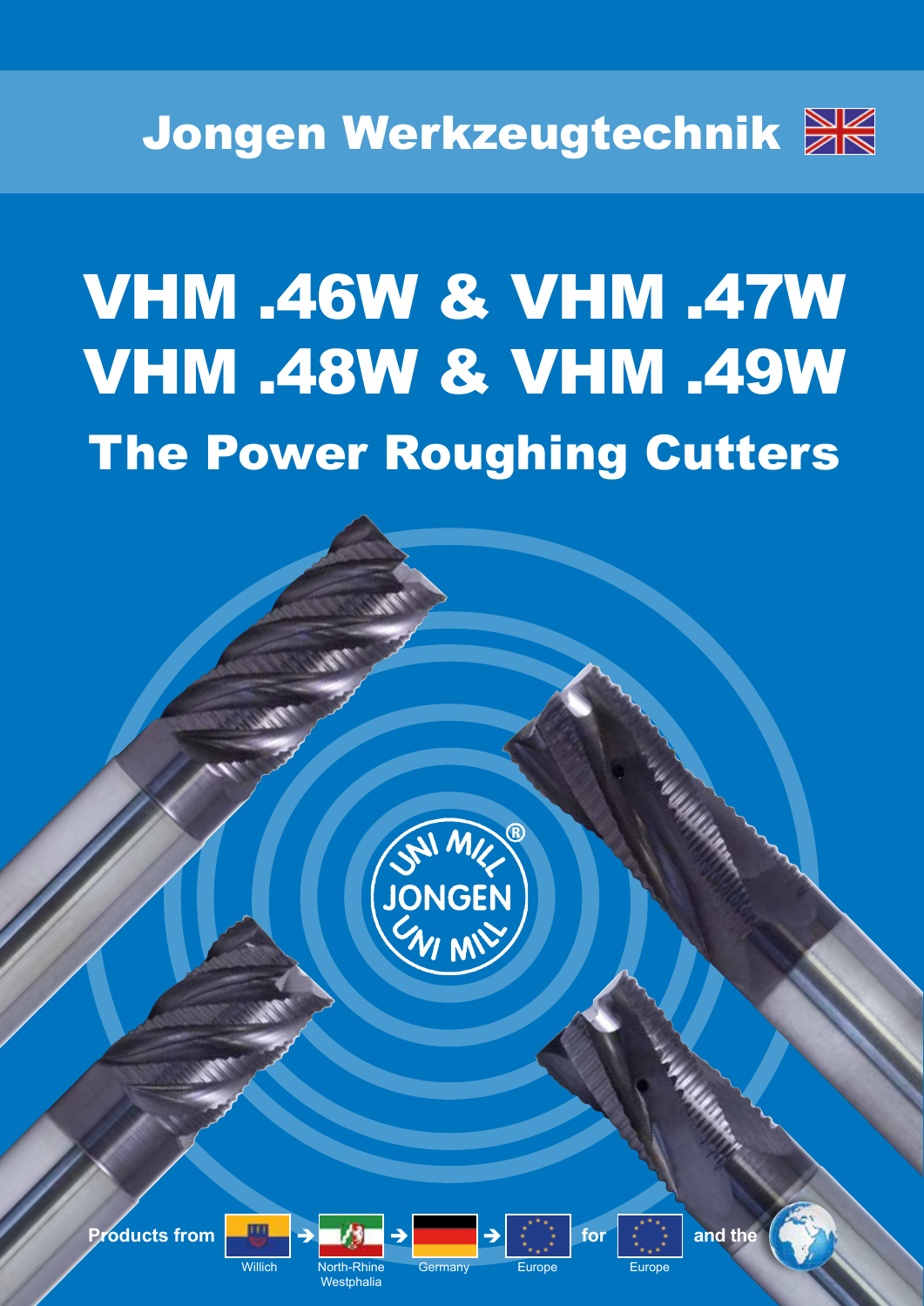Jongen Werkzeugtechnik

# VHM .46W & VHM .47W
# VHM .48W & VHM .49W

## The Power Roughing Cutters

UNI MILL® JONGEN UNI MILL

Products from Willich → North-Rhine Westphalia → Germany → Europe for Europe and the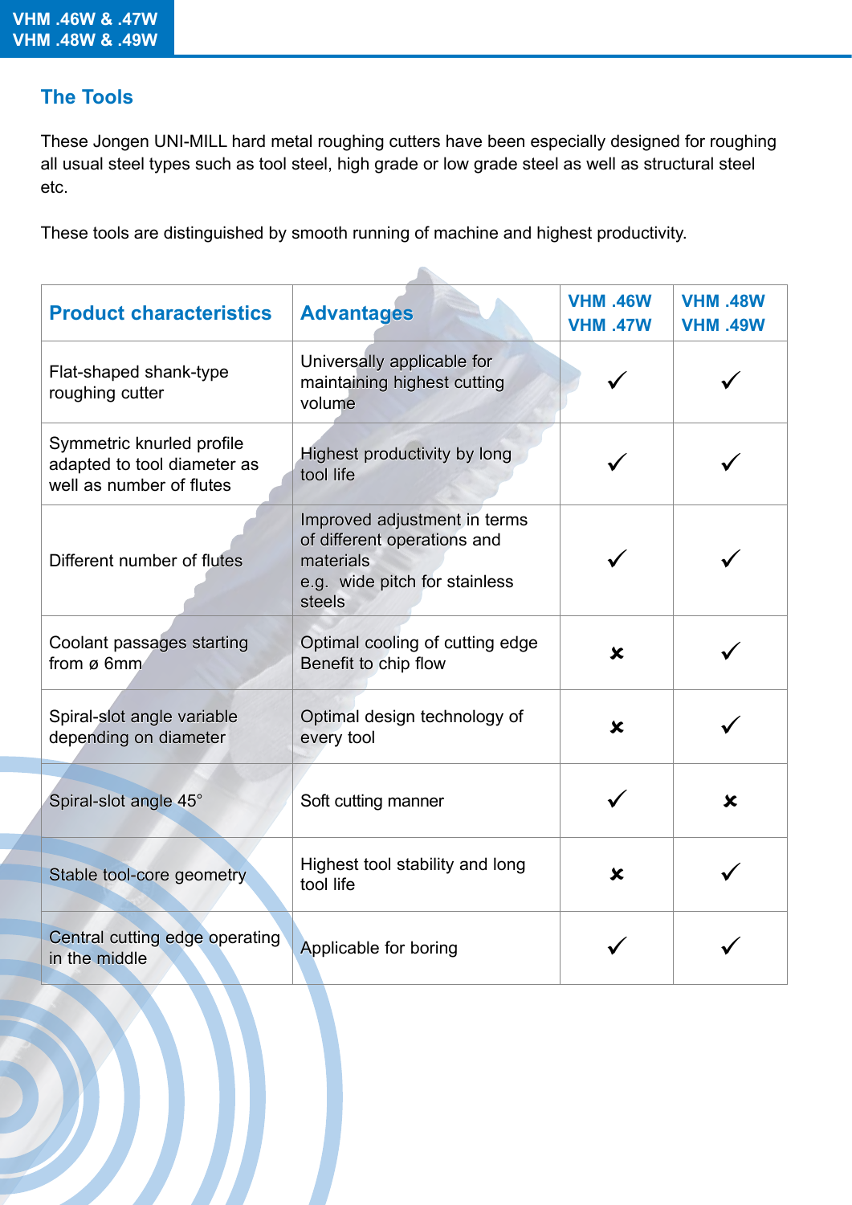## The Tools

These Jongen UNI-MILL hard metal roughing cutters have been especially designed for roughing all usual steel types such as tool steel, high grade or low grade steel as well as structural steel etc.

These tools are distinguished by smooth running of machine and highest productivity.

| Product characteristics | Advantages | VHM .46W VHM .47W | VHM .48W VHM .49W |
|---|---|---|---|
| Flat-shaped shank-type roughing cutter | Universally applicable for maintaining highest cutting volume | ✓ | ✓ |
| Symmetric knurled profile adapted to tool diameter as well as number of flutes | Highest productivity by long tool life | ✓ | ✓ |
| Different number of flutes | Improved adjustment in terms of different operations and materials e.g. wide pitch for stainless steels | ✓ | ✓ |
| Coolant passages starting from ø 6mm | Optimal cooling of cutting edge Benefit to chip flow | ✗ | ✓ |
| Spiral-slot angle variable depending on diameter | Optimal design technology of every tool | ✗ | ✓ |
| Spiral-slot angle 45° | Soft cutting manner | ✓ | ✗ |
| Stable tool-core geometry | Highest tool stability and long tool life | ✗ | ✓ |
| Central cutting edge operating in the middle | Applicable for boring | ✓ | ✓ |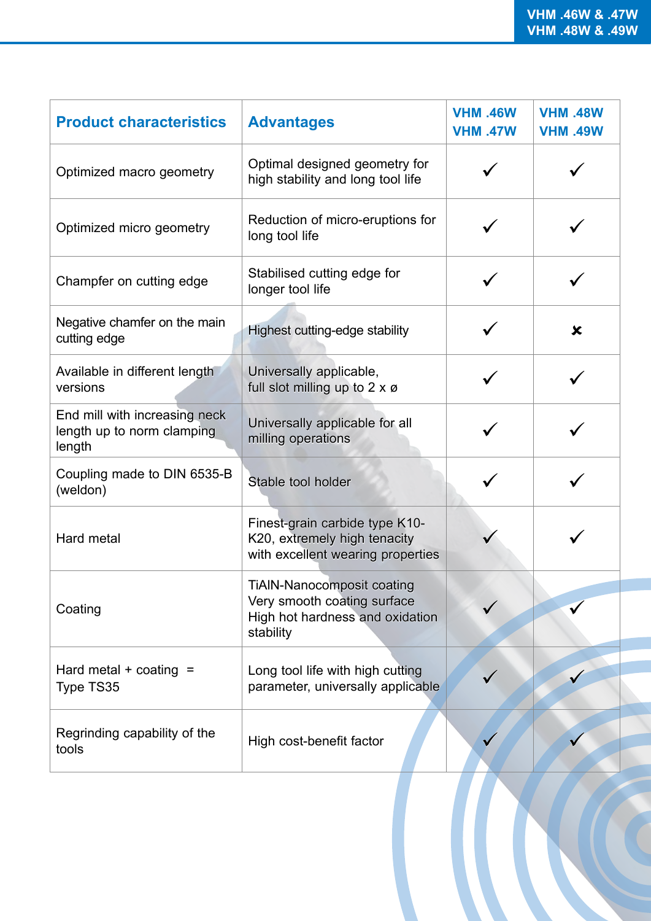| Product characteristics | Advantages | VHM .46W VHM .47W | VHM .48W VHM .49W |
|---|---|---|---|
| Optimized macro geometry | Optimal designed geometry for high stability and long tool life | ✓ | ✓ |
| Optimized micro geometry | Reduction of micro-eruptions for long tool life | ✓ | ✓ |
| Champfer on cutting edge | Stabilised cutting edge for longer tool life | ✓ | ✓ |
| Negative chamfer on the main cutting edge | Highest cutting-edge stability | ✓ | ✗ |
| Available in different length versions | Universally applicable, full slot milling up to 2 x ø | ✓ | ✓ |
| End mill with increasing neck length up to norm clamping length | Universally applicable for all milling operations | ✓ | ✓ |
| Coupling made to DIN 6535-B (weldon) | Stable tool holder | ✓ | ✓ |
| Hard metal | Finest-grain carbide type K10-K20, extremely high tenacity with excellent wearing properties | ✓ | ✓ |
| Coating | TiAlN-Nanocomposit coating Very smooth coating surface High hot hardness and oxidation stability | ✓ | ✓ |
| Hard metal + coating = Type TS35 | Long tool life with high cutting parameter, universally applicable | ✓ | ✓ |
| Regrinding capability of the tools | High cost-benefit factor | ✓ | ✓ |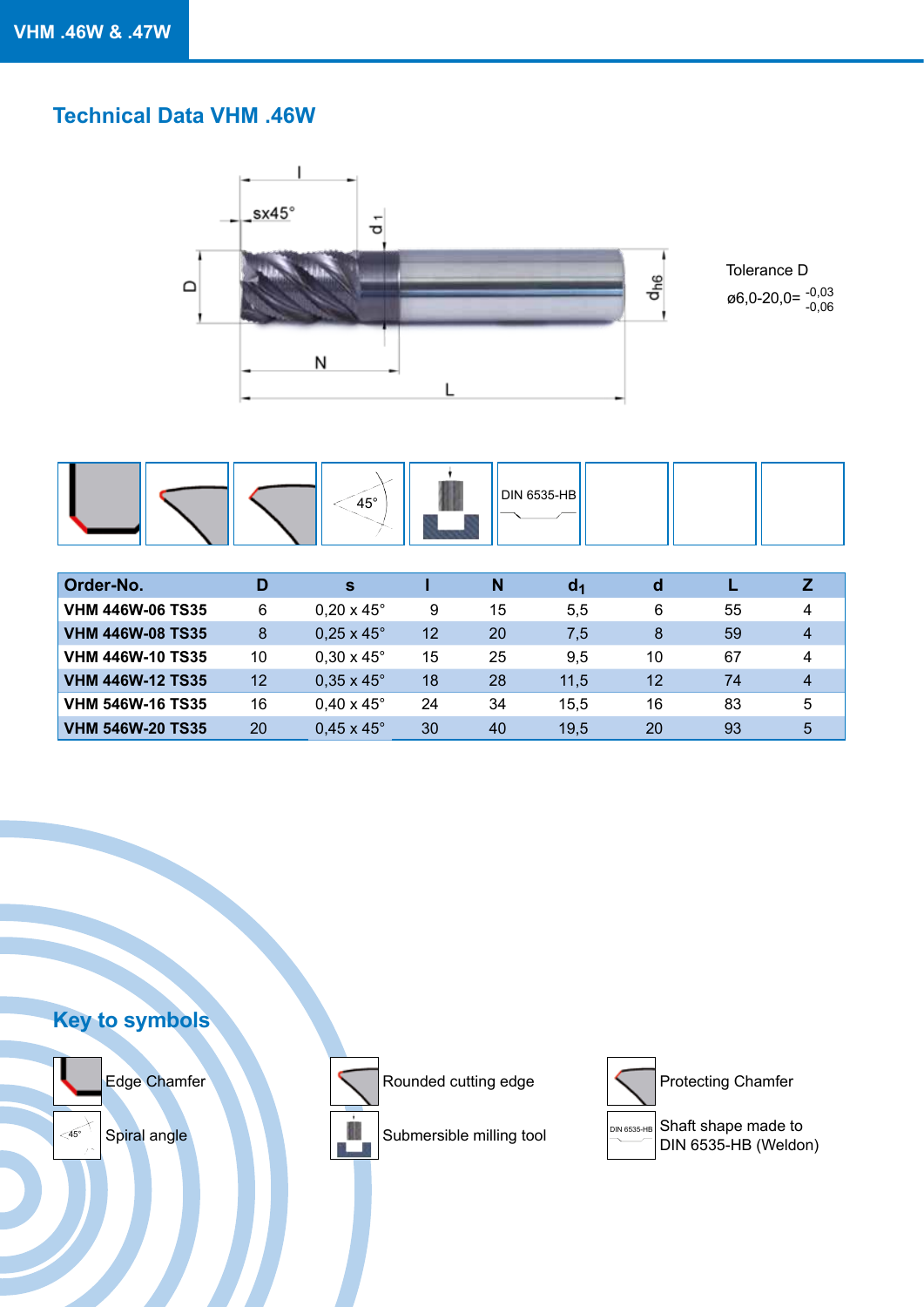## Technical Data VHM .46W

Tolerance D

ø6,0-20,0= $^{-0,03}_{-0,06}$

| Order-No. | D | s | l | N | $d_1$ | d | L | Z |
|---|---|---|---|---|---|---|---|---|
| **VHM 446W-06 TS35** | 6 | 0,20 x 45° | 9 | 15 | 5,5 | 6 | 55 | 4 |
| **VHM 446W-08 TS35** | 8 | 0,25 x 45° | 12 | 20 | 7,5 | 8 | 59 | 4 |
| **VHM 446W-10 TS35** | 10 | 0,30 x 45° | 15 | 25 | 9,5 | 10 | 67 | 4 |
| **VHM 446W-12 TS35** | 12 | 0,35 x 45° | 18 | 28 | 11,5 | 12 | 74 | 4 |
| **VHM 546W-16 TS35** | 16 | 0,40 x 45° | 24 | 34 | 15,5 | 16 | 83 | 5 |
| **VHM 546W-20 TS35** | 20 | 0,45 x 45° | 30 | 40 | 19,5 | 20 | 93 | 5 |

## Key to symbols

- Edge Chamfer
- Rounded cutting edge
- Protecting Chamfer
- Spiral angle
- Submersible milling tool
- Shaft shape made to DIN 6535-HB (Weldon)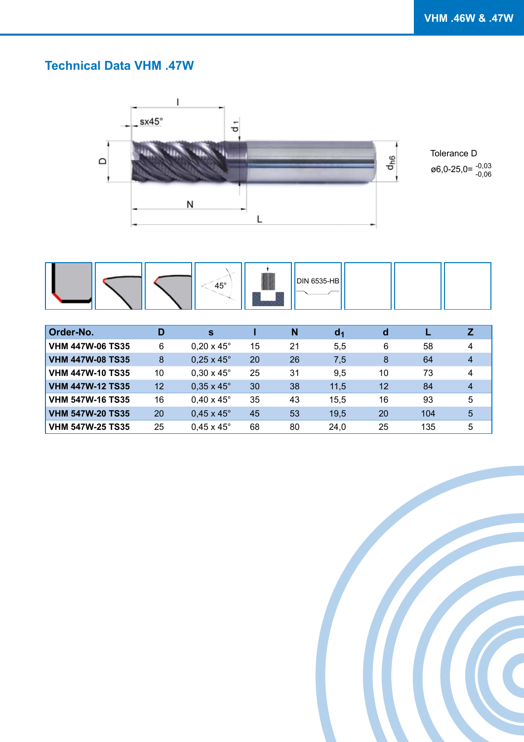## Technical Data VHM .47W

Tolerance D

ø6,0-25,0= $^{-0,03}_{-0,06}$

DIN 6535-HB

| Order-No. | D | s | l | N | $d_1$ | d | L | Z |
|---|---|---|---|---|---|---|---|---|
| VHM 447W-06 TS35 | 6 | 0,20 x 45° | 15 | 21 | 5,5 | 6 | 58 | 4 |
| VHM 447W-08 TS35 | 8 | 0,25 x 45° | 20 | 26 | 7,5 | 8 | 64 | 4 |
| VHM 447W-10 TS35 | 10 | 0,30 x 45° | 25 | 31 | 9,5 | 10 | 73 | 4 |
| VHM 447W-12 TS35 | 12 | 0,35 x 45° | 30 | 38 | 11,5 | 12 | 84 | 4 |
| VHM 547W-16 TS35 | 16 | 0,40 x 45° | 35 | 43 | 15,5 | 16 | 93 | 5 |
| VHM 547W-20 TS35 | 20 | 0,45 x 45° | 45 | 53 | 19,5 | 20 | 104 | 5 |
| VHM 547W-25 TS35 | 25 | 0,45 x 45° | 68 | 80 | 24,0 | 25 | 135 | 5 |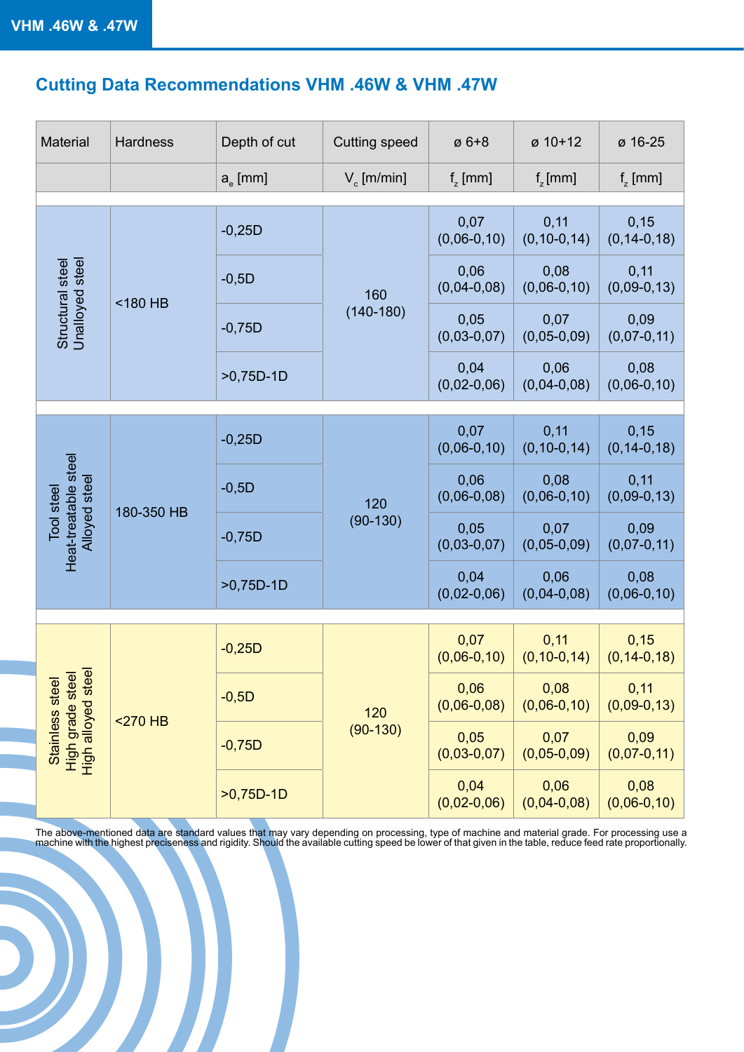## Cutting Data Recommendations VHM .46W & VHM .47W

| Material | Hardness | Depth of cut | Cutting speed | ø 6+8 | ø 10+12 | ø 16-25 |
|---|---|---|---|---|---|---|
| | | $a_e$ [mm] | $V_c$ [m/min] | $f_z$ [mm] | $f_z$ [mm] | $f_z$ [mm] |
| Structural steel Unalloyed steel | <180 HB | -0,25D | 160 (140-180) | 0,07 (0,06-0,10) | 0,11 (0,10-0,14) | 0,15 (0,14-0,18) |
| | | -0,5D | | 0,06 (0,04-0,08) | 0,08 (0,06-0,10) | 0,11 (0,09-0,13) |
| | | -0,75D | | 0,05 (0,03-0,07) | 0,07 (0,05-0,09) | 0,09 (0,07-0,11) |
| | | >0,75D-1D | | 0,04 (0,02-0,06) | 0,06 (0,04-0,08) | 0,08 (0,06-0,10) |
| Tool steel Heat-treatable steel Alloyed steel | 180-350 HB | -0,25D | 120 (90-130) | 0,07 (0,06-0,10) | 0,11 (0,10-0,14) | 0,15 (0,14-0,18) |
| | | -0,5D | | 0,06 (0,06-0,08) | 0,08 (0,06-0,10) | 0,11 (0,09-0,13) |
| | | -0,75D | | 0,05 (0,03-0,07) | 0,07 (0,05-0,09) | 0,09 (0,07-0,11) |
| | | >0,75D-1D | | 0,04 (0,02-0,06) | 0,06 (0,04-0,08) | 0,08 (0,06-0,10) |
| Stainless steel High grade steel High alloyed steel | <270 HB | -0,25D | 120 (90-130) | 0,07 (0,06-0,10) | 0,11 (0,10-0,14) | 0,15 (0,14-0,18) |
| | | -0,5D | | 0,06 (0,06-0,08) | 0,08 (0,06-0,10) | 0,11 (0,09-0,13) |
| | | -0,75D | | 0,05 (0,03-0,07) | 0,07 (0,05-0,09) | 0,09 (0,07-0,11) |
| | | >0,75D-1D | | 0,04 (0,02-0,06) | 0,06 (0,04-0,08) | 0,08 (0,06-0,10) |

The above-mentioned data are standard values that may vary depending on processing, type of machine and material grade. For processing use a machine with the highest preciseness and rigidity. Should the available cutting speed be lower of that given in the table, reduce feed rate proportionally.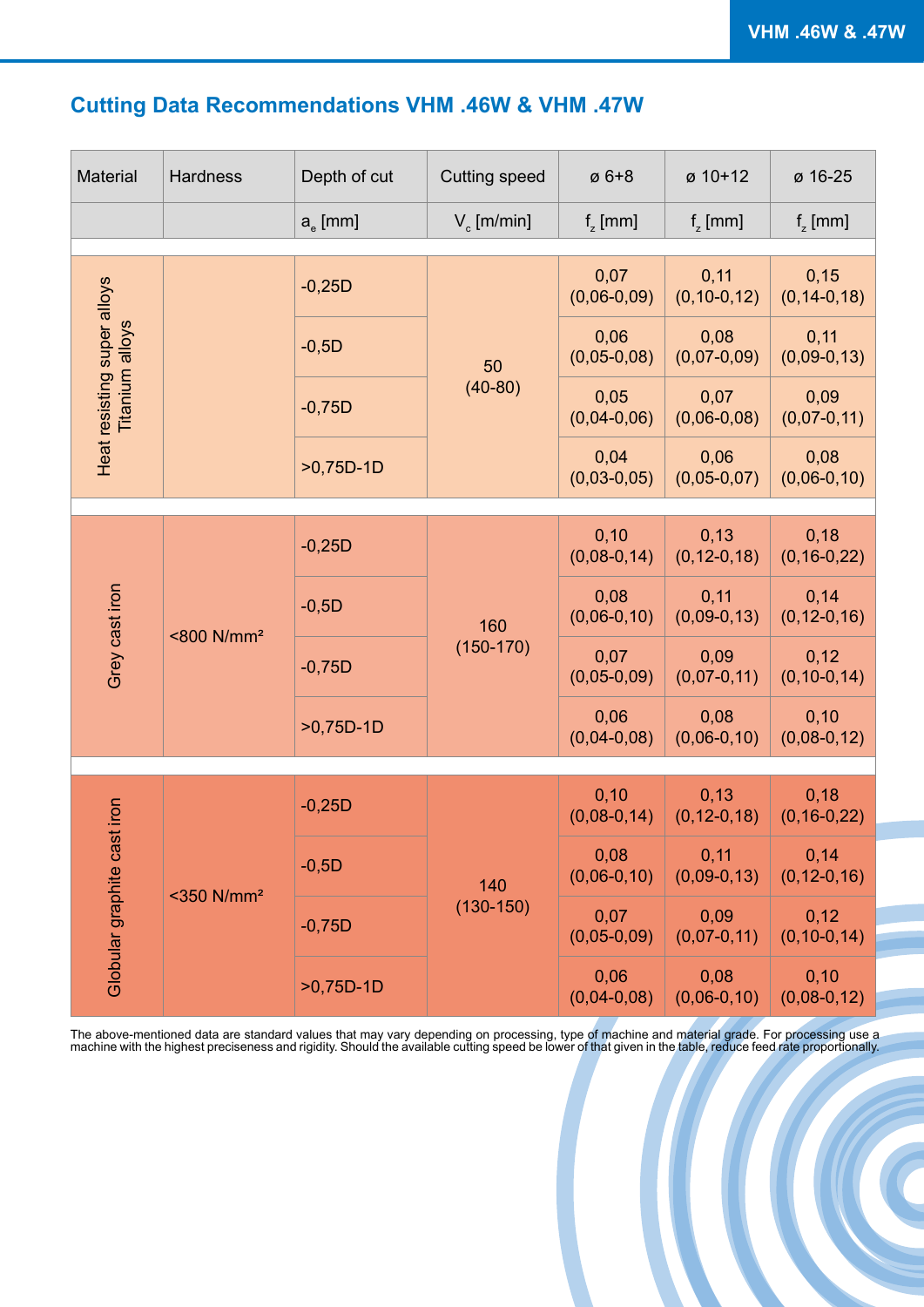## Cutting Data Recommendations VHM .46W & VHM .47W

| Material | Hardness | Depth of cut | Cutting speed | ø 6+8 | ø 10+12 | ø 16-25 |
|---|---|---|---|---|---|---|
| | | $a_e$ [mm] | $V_c$ [m/min] | $f_z$ [mm] | $f_z$ [mm] | $f_z$ [mm] |
| Heat resisting super alloys Titanium alloys | | -0,25D | 50 (40-80) | 0,07 (0,06-0,09) | 0,11 (0,10-0,12) | 0,15 (0,14-0,18) |
| | | -0,5D | | 0,06 (0,05-0,08) | 0,08 (0,07-0,09) | 0,11 (0,09-0,13) |
| | | -0,75D | | 0,05 (0,04-0,06) | 0,07 (0,06-0,08) | 0,09 (0,07-0,11) |
| | | >0,75D-1D | | 0,04 (0,03-0,05) | 0,06 (0,05-0,07) | 0,08 (0,06-0,10) |
| Grey cast iron | <800 N/mm² | -0,25D | 160 (150-170) | 0,10 (0,08-0,14) | 0,13 (0,12-0,18) | 0,18 (0,16-0,22) |
| | | -0,5D | | 0,08 (0,06-0,10) | 0,11 (0,09-0,13) | 0,14 (0,12-0,16) |
| | | -0,75D | | 0,07 (0,05-0,09) | 0,09 (0,07-0,11) | 0,12 (0,10-0,14) |
| | | >0,75D-1D | | 0,06 (0,04-0,08) | 0,08 (0,06-0,10) | 0,10 (0,08-0,12) |
| Globular graphite cast iron | <350 N/mm² | -0,25D | 140 (130-150) | 0,10 (0,08-0,14) | 0,13 (0,12-0,18) | 0,18 (0,16-0,22) |
| | | -0,5D | | 0,08 (0,06-0,10) | 0,11 (0,09-0,13) | 0,14 (0,12-0,16) |
| | | -0,75D | | 0,07 (0,05-0,09) | 0,09 (0,07-0,11) | 0,12 (0,10-0,14) |
| | | >0,75D-1D | | 0,06 (0,04-0,08) | 0,08 (0,06-0,10) | 0,10 (0,08-0,12) |

The above-mentioned data are standard values that may vary depending on processing, type of machine and material grade. For processing use a machine with the highest preciseness and rigidity. Should the available cutting speed be lower of that given in the table, reduce feed rate proportionally.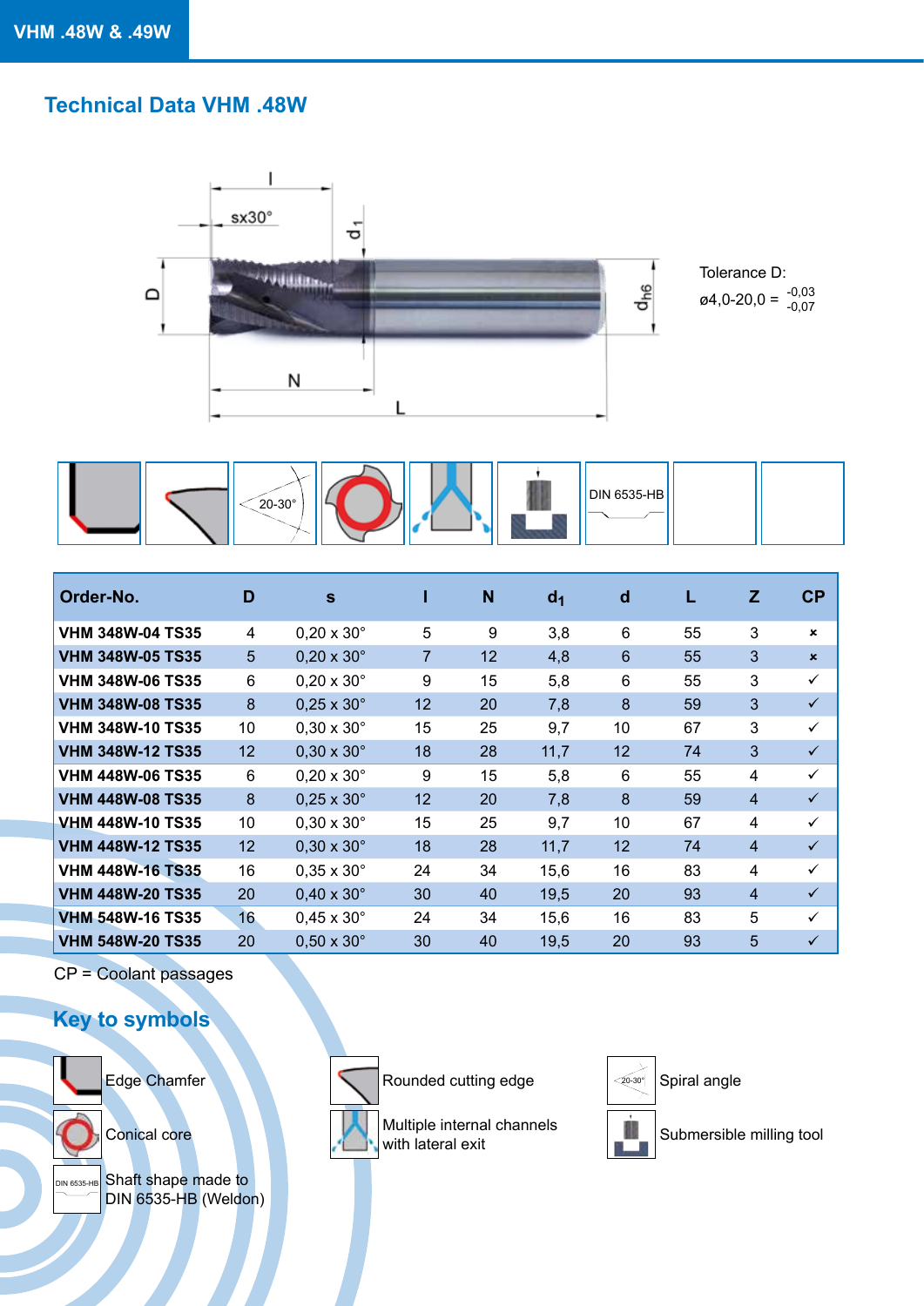## Technical Data VHM .48W

Tolerance D:
ø4,0-20,0 = $^{-0,03}_{-0,07}$

| Order-No. | D | s | l | N | $d_1$ | d | L | Z | CP |
|---|---|---|---|---|---|---|---|---|---|
| VHM 348W-04 TS35 | 4 | 0,20 x 30° | 5 | 9 | 3,8 | 6 | 55 | 3 | × |
| VHM 348W-05 TS35 | 5 | 0,20 x 30° | 7 | 12 | 4,8 | 6 | 55 | 3 | × |
| VHM 348W-06 TS35 | 6 | 0,20 x 30° | 9 | 15 | 5,8 | 6 | 55 | 3 | ✓ |
| VHM 348W-08 TS35 | 8 | 0,25 x 30° | 12 | 20 | 7,8 | 8 | 59 | 3 | ✓ |
| VHM 348W-10 TS35 | 10 | 0,30 x 30° | 15 | 25 | 9,7 | 10 | 67 | 3 | ✓ |
| VHM 348W-12 TS35 | 12 | 0,30 x 30° | 18 | 28 | 11,7 | 12 | 74 | 3 | ✓ |
| VHM 448W-06 TS35 | 6 | 0,20 x 30° | 9 | 15 | 5,8 | 6 | 55 | 4 | ✓ |
| VHM 448W-08 TS35 | 8 | 0,25 x 30° | 12 | 20 | 7,8 | 8 | 59 | 4 | ✓ |
| VHM 448W-10 TS35 | 10 | 0,30 x 30° | 15 | 25 | 9,7 | 10 | 67 | 4 | ✓ |
| VHM 448W-12 TS35 | 12 | 0,30 x 30° | 18 | 28 | 11,7 | 12 | 74 | 4 | ✓ |
| VHM 448W-16 TS35 | 16 | 0,35 x 30° | 24 | 34 | 15,6 | 16 | 83 | 4 | ✓ |
| VHM 448W-20 TS35 | 20 | 0,40 x 30° | 30 | 40 | 19,5 | 20 | 93 | 4 | ✓ |
| VHM 548W-16 TS35 | 16 | 0,45 x 30° | 24 | 34 | 15,6 | 16 | 83 | 5 | ✓ |
| VHM 548W-20 TS35 | 20 | 0,50 x 30° | 30 | 40 | 19,5 | 20 | 93 | 5 | ✓ |

CP = Coolant passages

## Key to symbols

- Edge Chamfer
- Rounded cutting edge
- Spiral angle
- Conical core
- Multiple internal channels with lateral exit
- Submersible milling tool
- Shaft shape made to DIN 6535-HB (Weldon)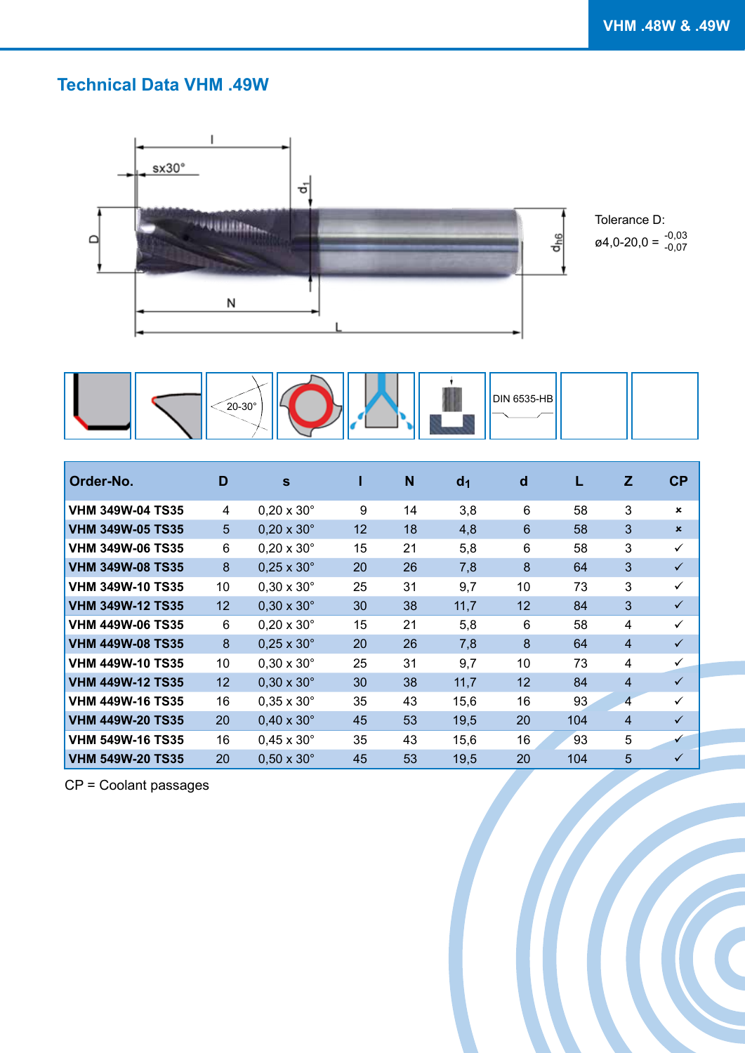## Technical Data VHM .49W

Tolerance D:
ø4,0-20,0 = $^{-0,03}_{-0,07}$

DIN 6535-HB

| Order-No. | D | s | l | N | $d_1$ | d | L | Z | CP |
|---|---|---|---|---|---|---|---|---|---|
| VHM 349W-04 TS35 | 4 | 0,20 x 30° | 9 | 14 | 3,8 | 6 | 58 | 3 | × |
| VHM 349W-05 TS35 | 5 | 0,20 x 30° | 12 | 18 | 4,8 | 6 | 58 | 3 | × |
| VHM 349W-06 TS35 | 6 | 0,20 x 30° | 15 | 21 | 5,8 | 6 | 58 | 3 | ✓ |
| VHM 349W-08 TS35 | 8 | 0,25 x 30° | 20 | 26 | 7,8 | 8 | 64 | 3 | ✓ |
| VHM 349W-10 TS35 | 10 | 0,30 x 30° | 25 | 31 | 9,7 | 10 | 73 | 3 | ✓ |
| VHM 349W-12 TS35 | 12 | 0,30 x 30° | 30 | 38 | 11,7 | 12 | 84 | 3 | ✓ |
| VHM 449W-06 TS35 | 6 | 0,20 x 30° | 15 | 21 | 5,8 | 6 | 58 | 4 | ✓ |
| VHM 449W-08 TS35 | 8 | 0,25 x 30° | 20 | 26 | 7,8 | 8 | 64 | 4 | ✓ |
| VHM 449W-10 TS35 | 10 | 0,30 x 30° | 25 | 31 | 9,7 | 10 | 73 | 4 | ✓ |
| VHM 449W-12 TS35 | 12 | 0,30 x 30° | 30 | 38 | 11,7 | 12 | 84 | 4 | ✓ |
| VHM 449W-16 TS35 | 16 | 0,35 x 30° | 35 | 43 | 15,6 | 16 | 93 | 4 | ✓ |
| VHM 449W-20 TS35 | 20 | 0,40 x 30° | 45 | 53 | 19,5 | 20 | 104 | 4 | ✓ |
| VHM 549W-16 TS35 | 16 | 0,45 x 30° | 35 | 43 | 15,6 | 16 | 93 | 5 | ✓ |
| VHM 549W-20 TS35 | 20 | 0,50 x 30° | 45 | 53 | 19,5 | 20 | 104 | 5 | ✓ |

CP = Coolant passages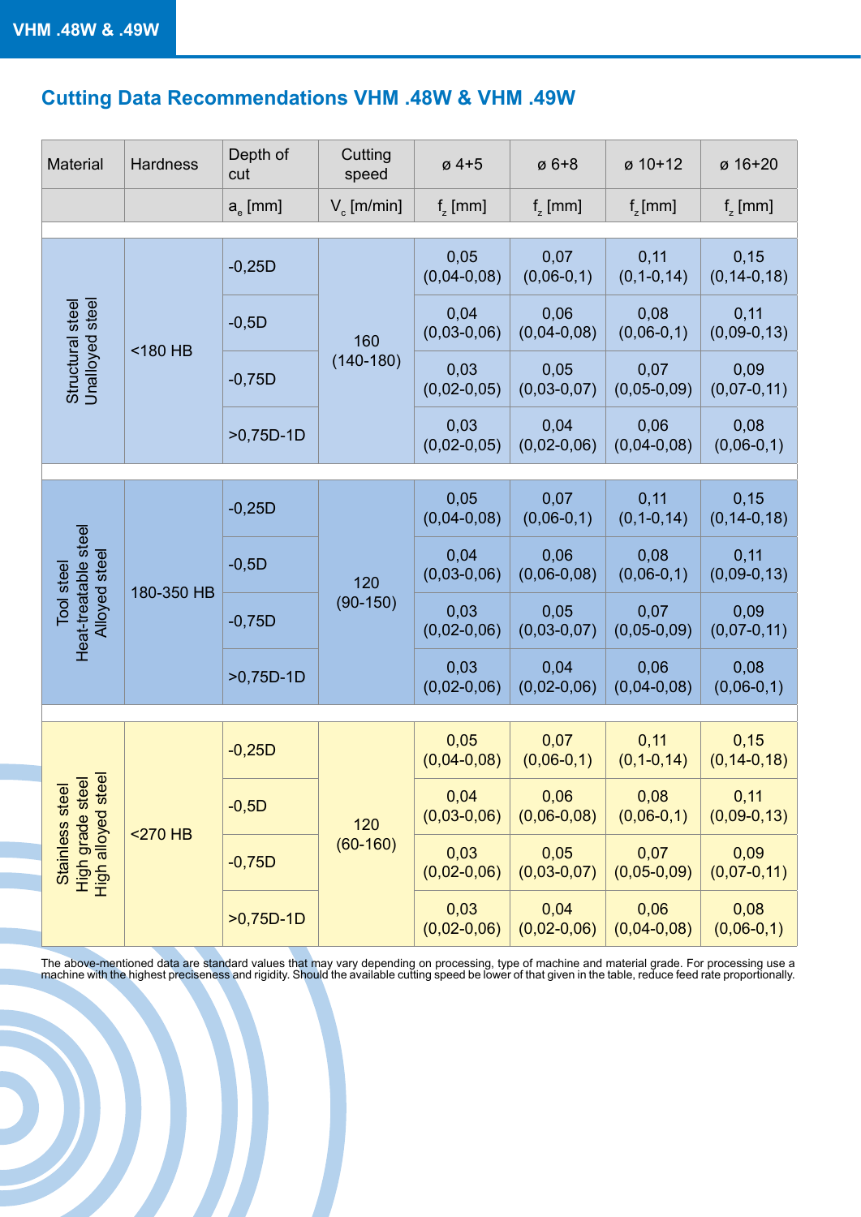## Cutting Data Recommendations VHM .48W & VHM .49W

| Material | Hardness | Depth of cut | Cutting speed | ø 4+5 | ø 6+8 | ø 10+12 | ø 16+20 |
|---|---|---|---|---|---|---|---|
| | | $a_e$ [mm] | $V_c$ [m/min] | $f_z$ [mm] | $f_z$ [mm] | $f_z$ [mm] | $f_z$ [mm] |
| Structural steel Unalloyed steel | <180 HB | -0,25D | 160 (140-180) | 0,05 (0,04-0,08) | 0,07 (0,06-0,1) | 0,11 (0,1-0,14) | 0,15 (0,14-0,18) |
| | | -0,5D | | 0,04 (0,03-0,06) | 0,06 (0,04-0,08) | 0,08 (0,06-0,1) | 0,11 (0,09-0,13) |
| | | -0,75D | | 0,03 (0,02-0,05) | 0,05 (0,03-0,07) | 0,07 (0,05-0,09) | 0,09 (0,07-0,11) |
| | | >0,75D-1D | | 0,03 (0,02-0,05) | 0,04 (0,02-0,06) | 0,06 (0,04-0,08) | 0,08 (0,06-0,1) |
| Tool steel Heat-treatable steel Alloyed steel | 180-350 HB | -0,25D | 120 (90-150) | 0,05 (0,04-0,08) | 0,07 (0,06-0,1) | 0,11 (0,1-0,14) | 0,15 (0,14-0,18) |
| | | -0,5D | | 0,04 (0,03-0,06) | 0,06 (0,06-0,08) | 0,08 (0,06-0,1) | 0,11 (0,09-0,13) |
| | | -0,75D | | 0,03 (0,02-0,06) | 0,05 (0,03-0,07) | 0,07 (0,05-0,09) | 0,09 (0,07-0,11) |
| | | >0,75D-1D | | 0,03 (0,02-0,06) | 0,04 (0,02-0,06) | 0,06 (0,04-0,08) | 0,08 (0,06-0,1) |
| Stainless steel High grade steel High alloyed steel | <270 HB | -0,25D | 120 (60-160) | 0,05 (0,04-0,08) | 0,07 (0,06-0,1) | 0,11 (0,1-0,14) | 0,15 (0,14-0,18) |
| | | -0,5D | | 0,04 (0,03-0,06) | 0,06 (0,06-0,08) | 0,08 (0,06-0,1) | 0,11 (0,09-0,13) |
| | | -0,75D | | 0,03 (0,02-0,06) | 0,05 (0,03-0,07) | 0,07 (0,05-0,09) | 0,09 (0,07-0,11) |
| | | >0,75D-1D | | 0,03 (0,02-0,06) | 0,04 (0,02-0,06) | 0,06 (0,04-0,08) | 0,08 (0,06-0,1) |

The above-mentioned data are standard values that may vary depending on processing, type of machine and material grade. For processing use a machine with the highest preciseness and rigidity. Should the available cutting speed be lower of that given in the table, reduce feed rate proportionally.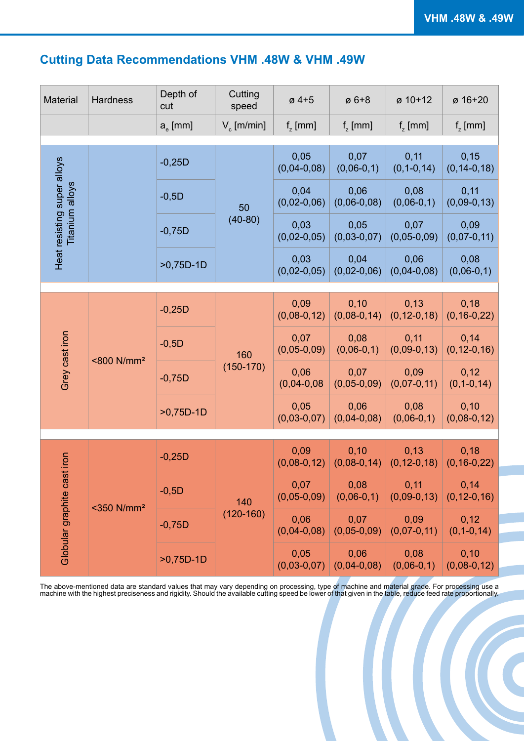## Cutting Data Recommendations VHM .48W & VHM .49W

| Material | Hardness | Depth of cut | Cutting speed | ø 4+5 | ø 6+8 | ø 10+12 | ø 16+20 |
|---|---|---|---|---|---|---|---|
| | | $a_e$ [mm] | $V_c$ [m/min] | $f_z$ [mm] | $f_z$ [mm] | $f_z$ [mm] | $f_z$ [mm] |
| Heat resisting super alloys Titanium alloys | | -0,25D | 50 (40-80) | 0,05 (0,04-0,08) | 0,07 (0,06-0,1) | 0,11 (0,1-0,14) | 0,15 (0,14-0,18) |
| | | -0,5D | | 0,04 (0,02-0,06) | 0,06 (0,06-0,08) | 0,08 (0,06-0,1) | 0,11 (0,09-0,13) |
| | | -0,75D | | 0,03 (0,02-0,05) | 0,05 (0,03-0,07) | 0,07 (0,05-0,09) | 0,09 (0,07-0,11) |
| | | >0,75D-1D | | 0,03 (0,02-0,05) | 0,04 (0,02-0,06) | 0,06 (0,04-0,08) | 0,08 (0,06-0,1) |
| Grey cast iron | <800 N/mm² | -0,25D | 160 (150-170) | 0,09 (0,08-0,12) | 0,10 (0,08-0,14) | 0,13 (0,12-0,18) | 0,18 (0,16-0,22) |
| | | -0,5D | | 0,07 (0,05-0,09) | 0,08 (0,06-0,1) | 0,11 (0,09-0,13) | 0,14 (0,12-0,16) |
| | | -0,75D | | 0,06 (0,04-0,08 | 0,07 (0,05-0,09) | 0,09 (0,07-0,11) | 0,12 (0,1-0,14) |
| | | >0,75D-1D | | 0,05 (0,03-0,07) | 0,06 (0,04-0,08) | 0,08 (0,06-0,1) | 0,10 (0,08-0,12) |
| Globular graphite cast iron | <350 N/mm² | -0,25D | 140 (120-160) | 0,09 (0,08-0,12) | 0,10 (0,08-0,14) | 0,13 (0,12-0,18) | 0,18 (0,16-0,22) |
| | | -0,5D | | 0,07 (0,05-0,09) | 0,08 (0,06-0,1) | 0,11 (0,09-0,13) | 0,14 (0,12-0,16) |
| | | -0,75D | | 0,06 (0,04-0,08) | 0,07 (0,05-0,09) | 0,09 (0,07-0,11) | 0,12 (0,1-0,14) |
| | | >0,75D-1D | | 0,05 (0,03-0,07) | 0,06 (0,04-0,08) | 0,08 (0,06-0,1) | 0,10 (0,08-0,12) |

The above-mentioned data are standard values that may vary depending on processing, type of machine and material grade. For processing use a machine with the highest preciseness and rigidity. Should the available cutting speed be lower of that given in the table, reduce feed rate proportionally.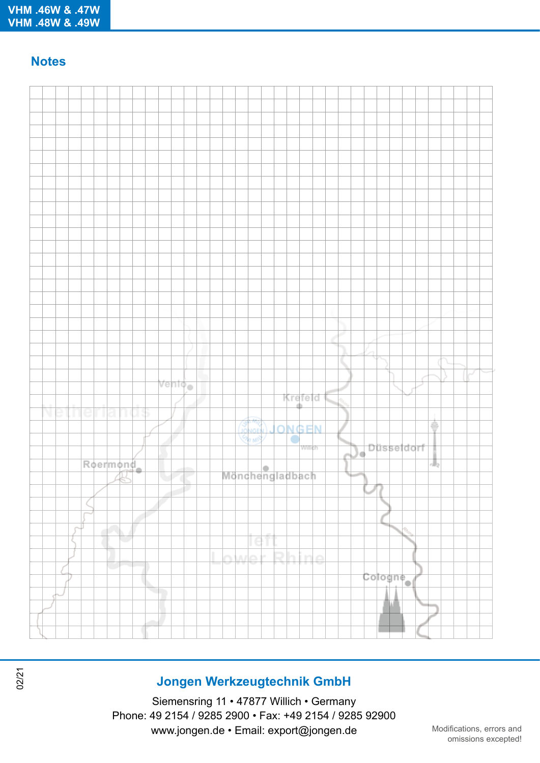## Notes

**Jongen Werkzeugtechnik GmbH**

Siemensring 11 • 47877 Willich • Germany
Phone: 49 2154 / 9285 2900 • Fax: +49 2154 / 9285 92900
www.jongen.de • Email: export@jongen.de

Modifications, errors and omissions excepted!